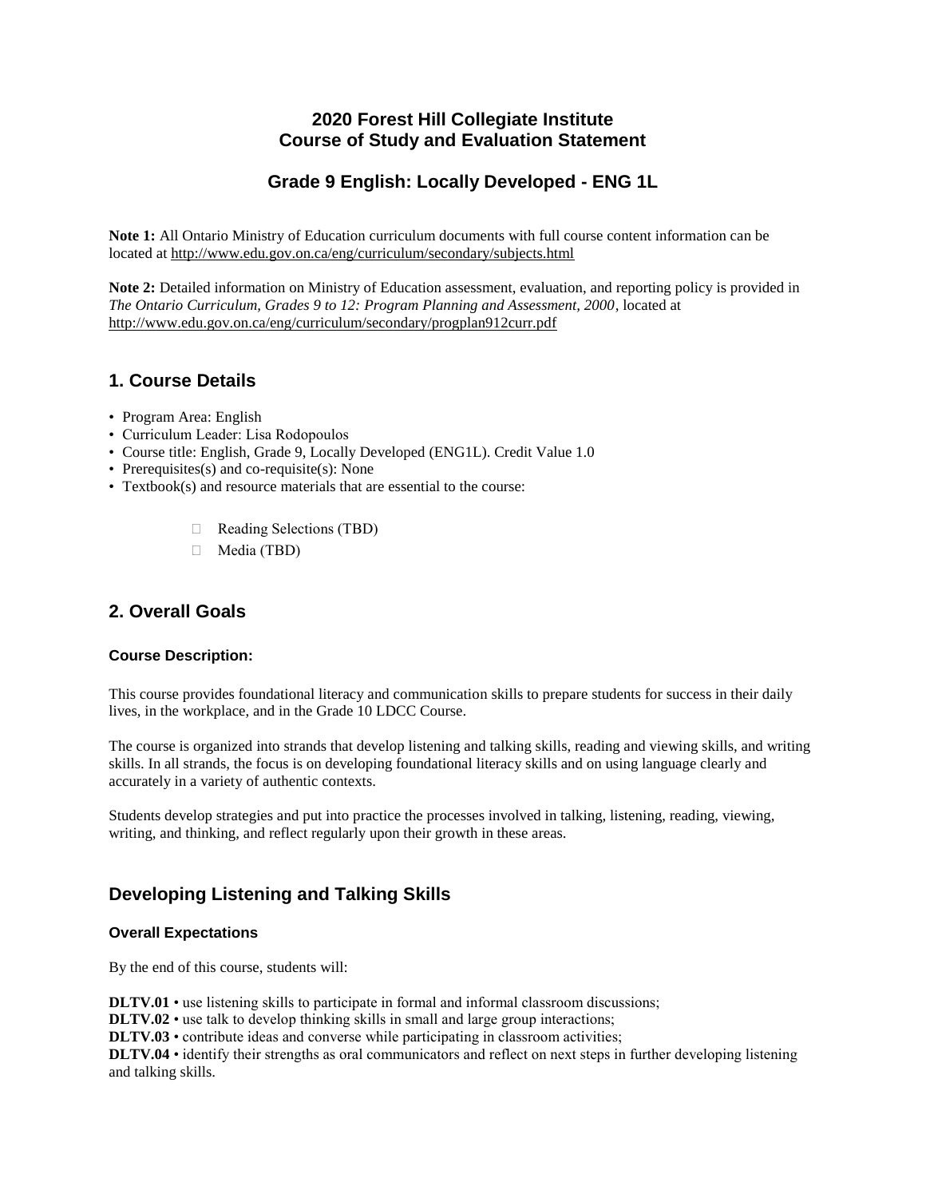# 2020 Forest Hill Collegiate Institute
# Course of Study and Evaluation Statement

## Grade 9 English: Locally Developed - ENG 1L

**Note 1:** All Ontario Ministry of Education curriculum documents with full course content information can be located at http://www.edu.gov.on.ca/eng/curriculum/secondary/subjects.html

**Note 2:** Detailed information on Ministry of Education assessment, evaluation, and reporting policy is provided in *The Ontario Curriculum, Grades 9 to 12: Program Planning and Assessment, 2000*, located at http://www.edu.gov.on.ca/eng/curriculum/secondary/progplan912curr.pdf

## 1. Course Details

- Program Area: English
- Curriculum Leader: Lisa Rodopoulos
- Course title: English, Grade 9, Locally Developed (ENG1L). Credit Value 1.0
- Prerequisites(s) and co-requisite(s): None
- Textbook(s) and resource materials that are essential to the course:
  - Reading Selections (TBD)
  - Media (TBD)

## 2. Overall Goals

### Course Description:

This course provides foundational literacy and communication skills to prepare students for success in their daily lives, in the workplace, and in the Grade 10 LDCC Course.

The course is organized into strands that develop listening and talking skills, reading and viewing skills, and writing skills. In all strands, the focus is on developing foundational literacy skills and on using language clearly and accurately in a variety of authentic contexts.

Students develop strategies and put into practice the processes involved in talking, listening, reading, viewing, writing, and thinking, and reflect regularly upon their growth in these areas.

## Developing Listening and Talking Skills

### Overall Expectations

By the end of this course, students will:

**DLTV.01** • use listening skills to participate in formal and informal classroom discussions;
**DLTV.02** • use talk to develop thinking skills in small and large group interactions;
**DLTV.03** • contribute ideas and converse while participating in classroom activities;
**DLTV.04** • identify their strengths as oral communicators and reflect on next steps in further developing listening and talking skills.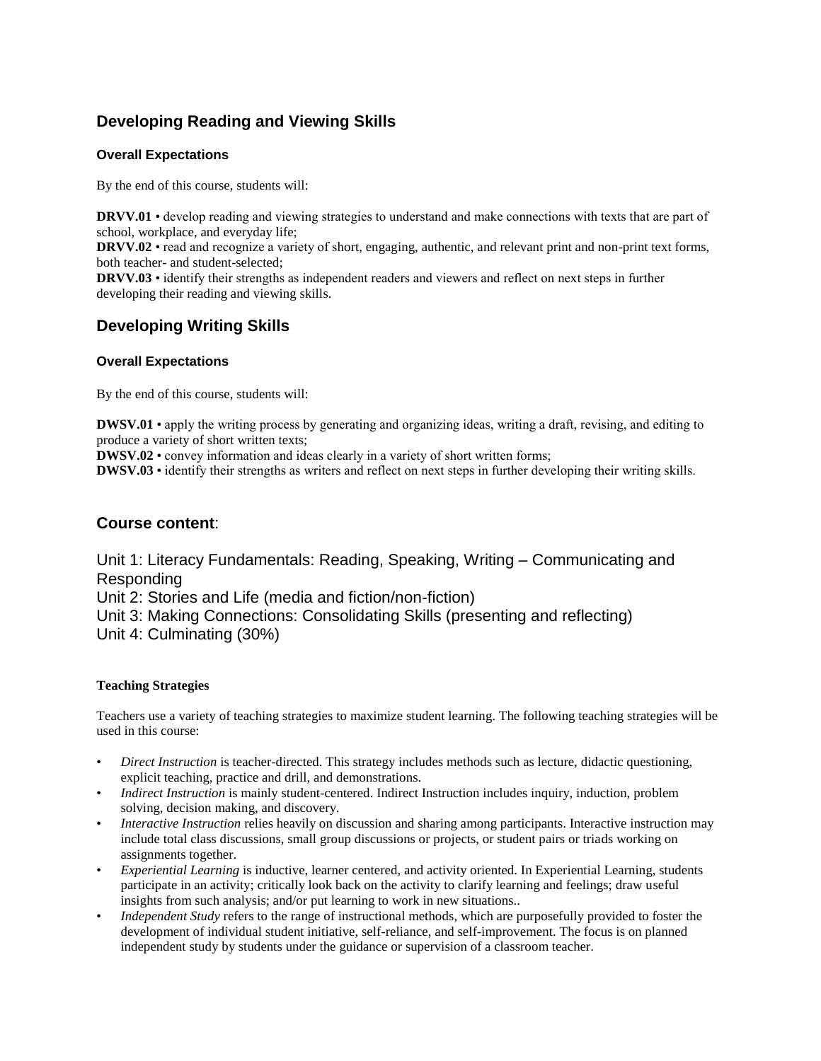## Developing Reading and Viewing Skills

### Overall Expectations

By the end of this course, students will:

**DRVV.01** • develop reading and viewing strategies to understand and make connections with texts that are part of school, workplace, and everyday life;
**DRVV.02** • read and recognize a variety of short, engaging, authentic, and relevant print and non-print text forms, both teacher- and student-selected;
**DRVV.03** • identify their strengths as independent readers and viewers and reflect on next steps in further developing their reading and viewing skills.

## Developing Writing Skills

### Overall Expectations

By the end of this course, students will:

**DWSV.01** • apply the writing process by generating and organizing ideas, writing a draft, revising, and editing to produce a variety of short written texts;
**DWSV.02** • convey information and ideas clearly in a variety of short written forms;
**DWSV.03** • identify their strengths as writers and reflect on next steps in further developing their writing skills.

## Course content:

Unit 1: Literacy Fundamentals: Reading, Speaking, Writing – Communicating and Responding
Unit 2: Stories and Life (media and fiction/non-fiction)
Unit 3: Making Connections: Consolidating Skills (presenting and reflecting)
Unit 4: Culminating (30%)

**Teaching Strategies**

Teachers use a variety of teaching strategies to maximize student learning. The following teaching strategies will be used in this course:

- *Direct Instruction* is teacher-directed. This strategy includes methods such as lecture, didactic questioning, explicit teaching, practice and drill, and demonstrations.
- *Indirect Instruction* is mainly student-centered. Indirect Instruction includes inquiry, induction, problem solving, decision making, and discovery.
- *Interactive Instruction* relies heavily on discussion and sharing among participants. Interactive instruction may include total class discussions, small group discussions or projects, or student pairs or triads working on assignments together.
- *Experiential Learning* is inductive, learner centered, and activity oriented. In Experiential Learning, students participate in an activity; critically look back on the activity to clarify learning and feelings; draw useful insights from such analysis; and/or put learning to work in new situations..
- *Independent Study* refers to the range of instructional methods, which are purposefully provided to foster the development of individual student initiative, self-reliance, and self-improvement. The focus is on planned independent study by students under the guidance or supervision of a classroom teacher.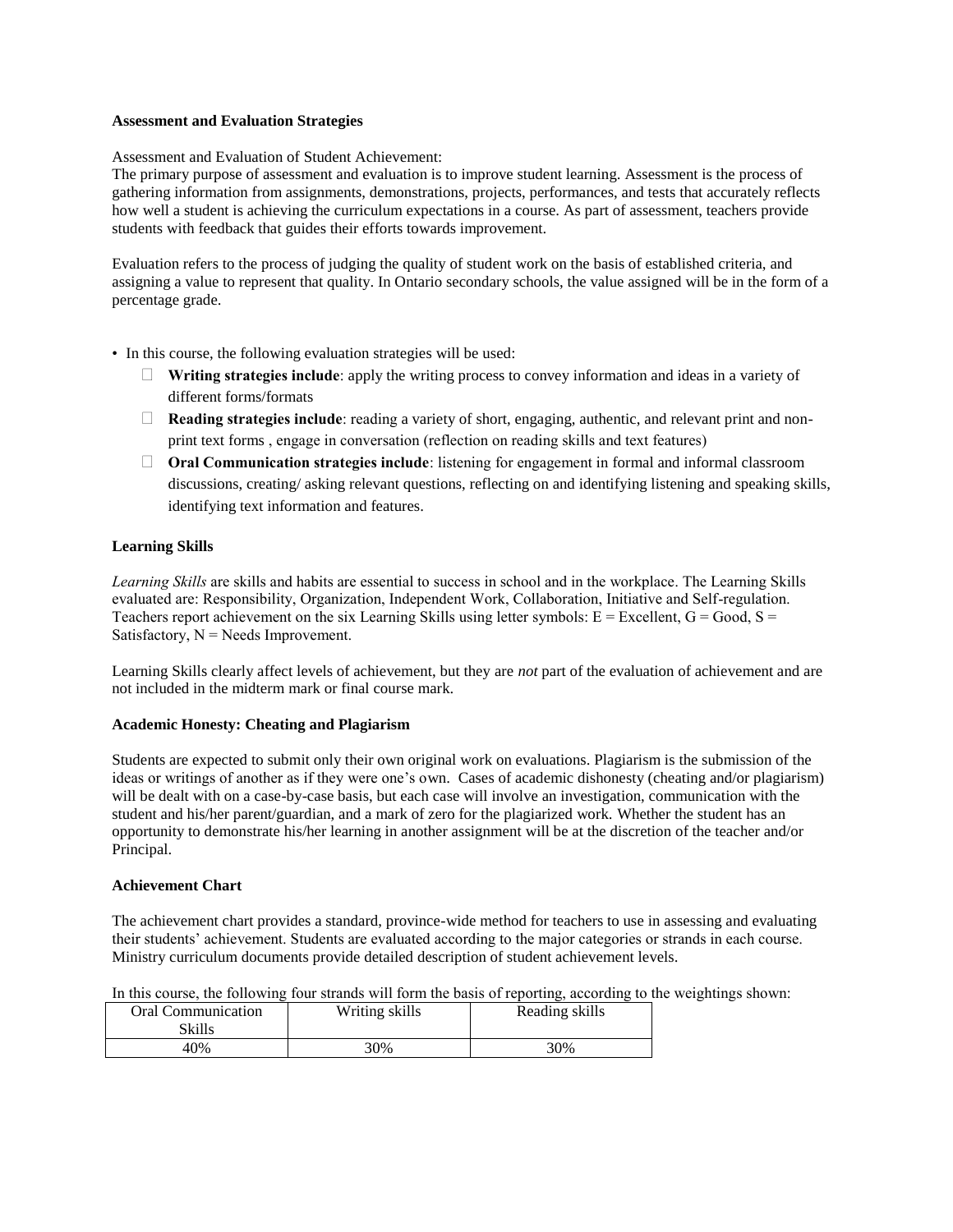**Assessment and Evaluation Strategies**

Assessment and Evaluation of Student Achievement:
The primary purpose of assessment and evaluation is to improve student learning. Assessment is the process of gathering information from assignments, demonstrations, projects, performances, and tests that accurately reflects how well a student is achieving the curriculum expectations in a course. As part of assessment, teachers provide students with feedback that guides their efforts towards improvement.

Evaluation refers to the process of judging the quality of student work on the basis of established criteria, and assigning a value to represent that quality. In Ontario secondary schools, the value assigned will be in the form of a percentage grade.

- In this course, the following evaluation strategies will be used:
  - **Writing strategies include**: apply the writing process to convey information and ideas in a variety of different forms/formats
  - **Reading strategies include**: reading a variety of short, engaging, authentic, and relevant print and non-print text forms , engage in conversation (reflection on reading skills and text features)
  - **Oral Communication strategies include**: listening for engagement in formal and informal classroom discussions, creating/ asking relevant questions, reflecting on and identifying listening and speaking skills, identifying text information and features.

**Learning Skills**

*Learning Skills* are skills and habits are essential to success in school and in the workplace. The Learning Skills evaluated are: Responsibility, Organization, Independent Work, Collaboration, Initiative and Self-regulation. Teachers report achievement on the six Learning Skills using letter symbols: E = Excellent, G = Good, S = Satisfactory, N = Needs Improvement.

Learning Skills clearly affect levels of achievement, but they are *not* part of the evaluation of achievement and are not included in the midterm mark or final course mark.

**Academic Honesty: Cheating and Plagiarism**

Students are expected to submit only their own original work on evaluations. Plagiarism is the submission of the ideas or writings of another as if they were one's own. Cases of academic dishonesty (cheating and/or plagiarism) will be dealt with on a case-by-case basis, but each case will involve an investigation, communication with the student and his/her parent/guardian, and a mark of zero for the plagiarized work. Whether the student has an opportunity to demonstrate his/her learning in another assignment will be at the discretion of the teacher and/or Principal.

**Achievement Chart**

The achievement chart provides a standard, province-wide method for teachers to use in assessing and evaluating their students' achievement. Students are evaluated according to the major categories or strands in each course. Ministry curriculum documents provide detailed description of student achievement levels.

In this course, the following four strands will form the basis of reporting, according to the weightings shown:

| Oral Communication Skills | Writing skills | Reading skills |
|---|---|---|
| 40% | 30% | 30% |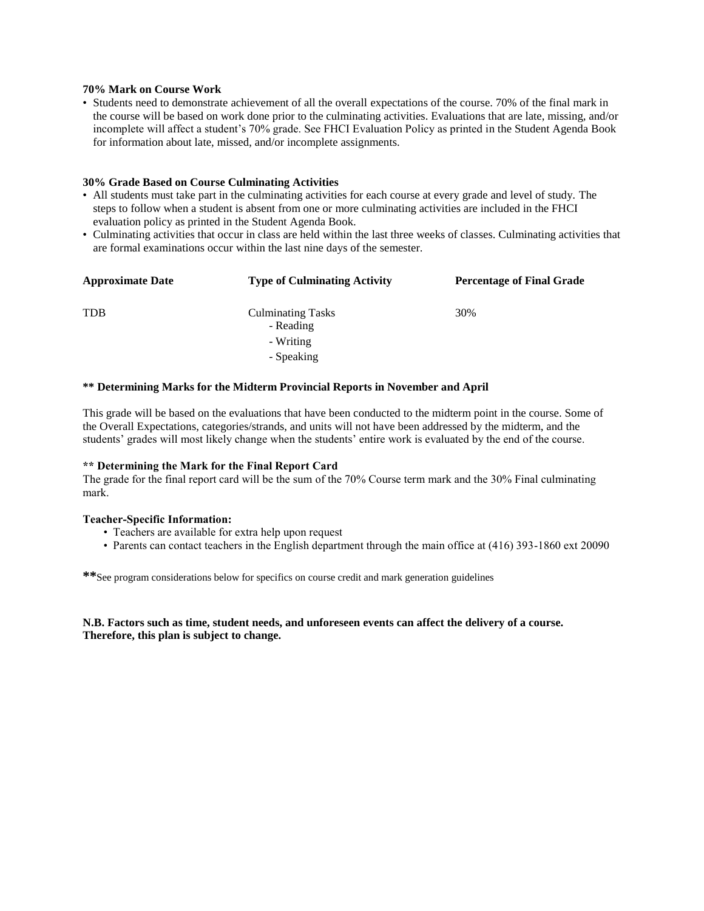**70% Mark on Course Work**

- Students need to demonstrate achievement of all the overall expectations of the course. 70% of the final mark in the course will be based on work done prior to the culminating activities. Evaluations that are late, missing, and/or incomplete will affect a student's 70% grade. See FHCI Evaluation Policy as printed in the Student Agenda Book for information about late, missed, and/or incomplete assignments.

**30% Grade Based on Course Culminating Activities**

- All students must take part in the culminating activities for each course at every grade and level of study. The steps to follow when a student is absent from one or more culminating activities are included in the FHCI evaluation policy as printed in the Student Agenda Book.
- Culminating activities that occur in class are held within the last three weeks of classes. Culminating activities that are formal examinations occur within the last nine days of the semester.

| Approximate Date | Type of Culminating Activity | Percentage of Final Grade |
|---|---|---|
| TDB | Culminating Tasks<br>- Reading<br>- Writing<br>- Speaking | 30% |

**** Determining Marks for the Midterm Provincial Reports in November and April**

This grade will be based on the evaluations that have been conducted to the midterm point in the course. Some of the Overall Expectations, categories/strands, and units will not have been addressed by the midterm, and the students' grades will most likely change when the students' entire work is evaluated by the end of the course.

**** Determining the Mark for the Final Report Card**

The grade for the final report card will be the sum of the 70% Course term mark and the 30% Final culminating mark.

**Teacher-Specific Information:**

- Teachers are available for extra help upon request
- Parents can contact teachers in the English department through the main office at (416) 393-1860 ext 20090

**See program considerations below for specifics on course credit and mark generation guidelines

**N.B. Factors such as time, student needs, and unforeseen events can affect the delivery of a course. Therefore, this plan is subject to change.**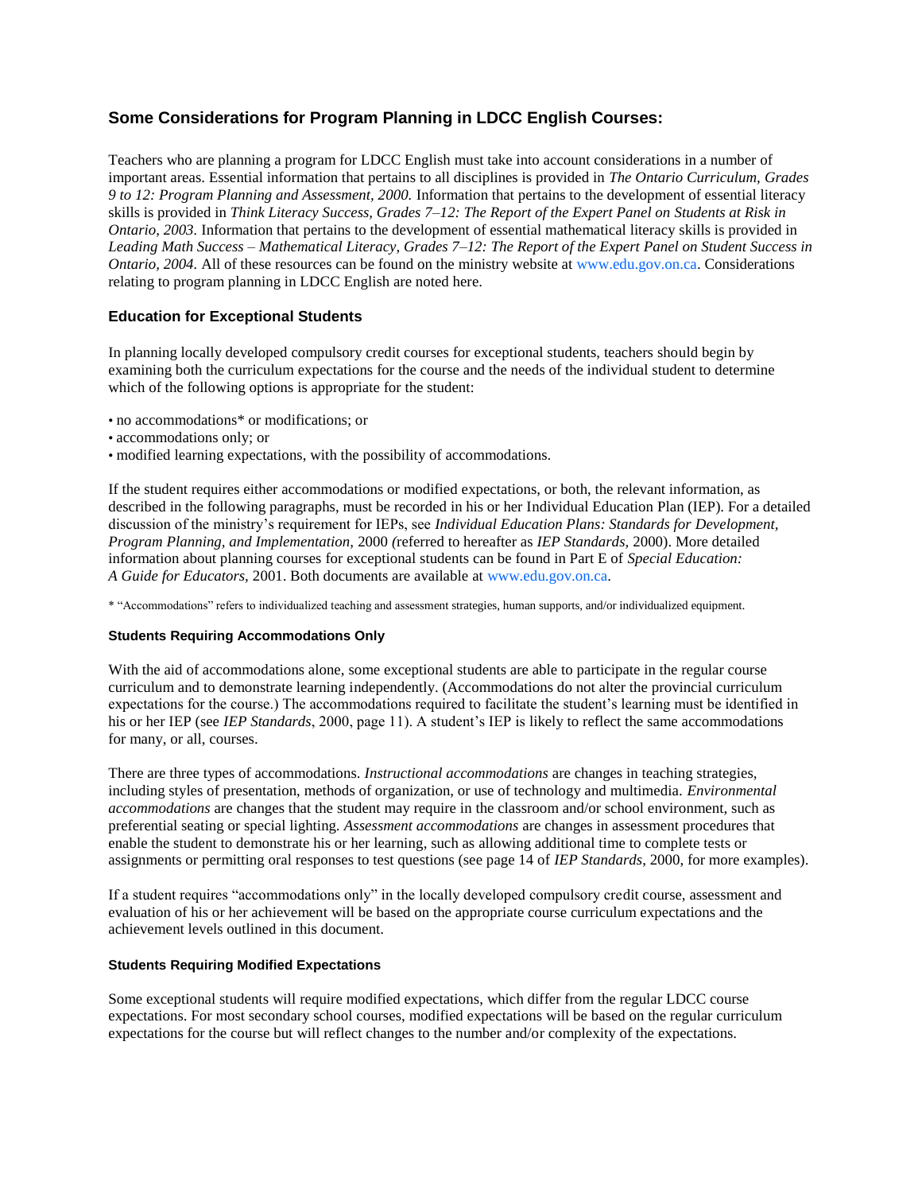## Some Considerations for Program Planning in LDCC English Courses:

Teachers who are planning a program for LDCC English must take into account considerations in a number of important areas. Essential information that pertains to all disciplines is provided in *The Ontario Curriculum, Grades 9 to 12: Program Planning and Assessment, 2000.* Information that pertains to the development of essential literacy skills is provided in *Think Literacy Success, Grades 7–12: The Report of the Expert Panel on Students at Risk in Ontario, 2003.* Information that pertains to the development of essential mathematical literacy skills is provided in *Leading Math Success – Mathematical Literacy, Grades 7–12: The Report of the Expert Panel on Student Success in Ontario, 2004.* All of these resources can be found on the ministry website at www.edu.gov.on.ca. Considerations relating to program planning in LDCC English are noted here.

### Education for Exceptional Students

In planning locally developed compulsory credit courses for exceptional students, teachers should begin by examining both the curriculum expectations for the course and the needs of the individual student to determine which of the following options is appropriate for the student:

- no accommodations* or modifications; or
- accommodations only; or
- modified learning expectations, with the possibility of accommodations.

If the student requires either accommodations or modified expectations, or both, the relevant information, as described in the following paragraphs, must be recorded in his or her Individual Education Plan (IEP). For a detailed discussion of the ministry's requirement for IEPs, see *Individual Education Plans: Standards for Development, Program Planning, and Implementation,* 2000 (referred to hereafter as *IEP Standards,* 2000). More detailed information about planning courses for exceptional students can be found in Part E of *Special Education: A Guide for Educators,* 2001. Both documents are available at www.edu.gov.on.ca.

\* "Accommodations" refers to individualized teaching and assessment strategies, human supports, and/or individualized equipment.

#### Students Requiring Accommodations Only

With the aid of accommodations alone, some exceptional students are able to participate in the regular course curriculum and to demonstrate learning independently. (Accommodations do not alter the provincial curriculum expectations for the course.) The accommodations required to facilitate the student's learning must be identified in his or her IEP (see *IEP Standards*, 2000, page 11). A student's IEP is likely to reflect the same accommodations for many, or all, courses.

There are three types of accommodations. *Instructional accommodations* are changes in teaching strategies, including styles of presentation, methods of organization, or use of technology and multimedia. *Environmental accommodations* are changes that the student may require in the classroom and/or school environment, such as preferential seating or special lighting. *Assessment accommodations* are changes in assessment procedures that enable the student to demonstrate his or her learning, such as allowing additional time to complete tests or assignments or permitting oral responses to test questions (see page 14 of *IEP Standards*, 2000, for more examples).

If a student requires "accommodations only" in the locally developed compulsory credit course, assessment and evaluation of his or her achievement will be based on the appropriate course curriculum expectations and the achievement levels outlined in this document.

#### Students Requiring Modified Expectations

Some exceptional students will require modified expectations, which differ from the regular LDCC course expectations. For most secondary school courses, modified expectations will be based on the regular curriculum expectations for the course but will reflect changes to the number and/or complexity of the expectations.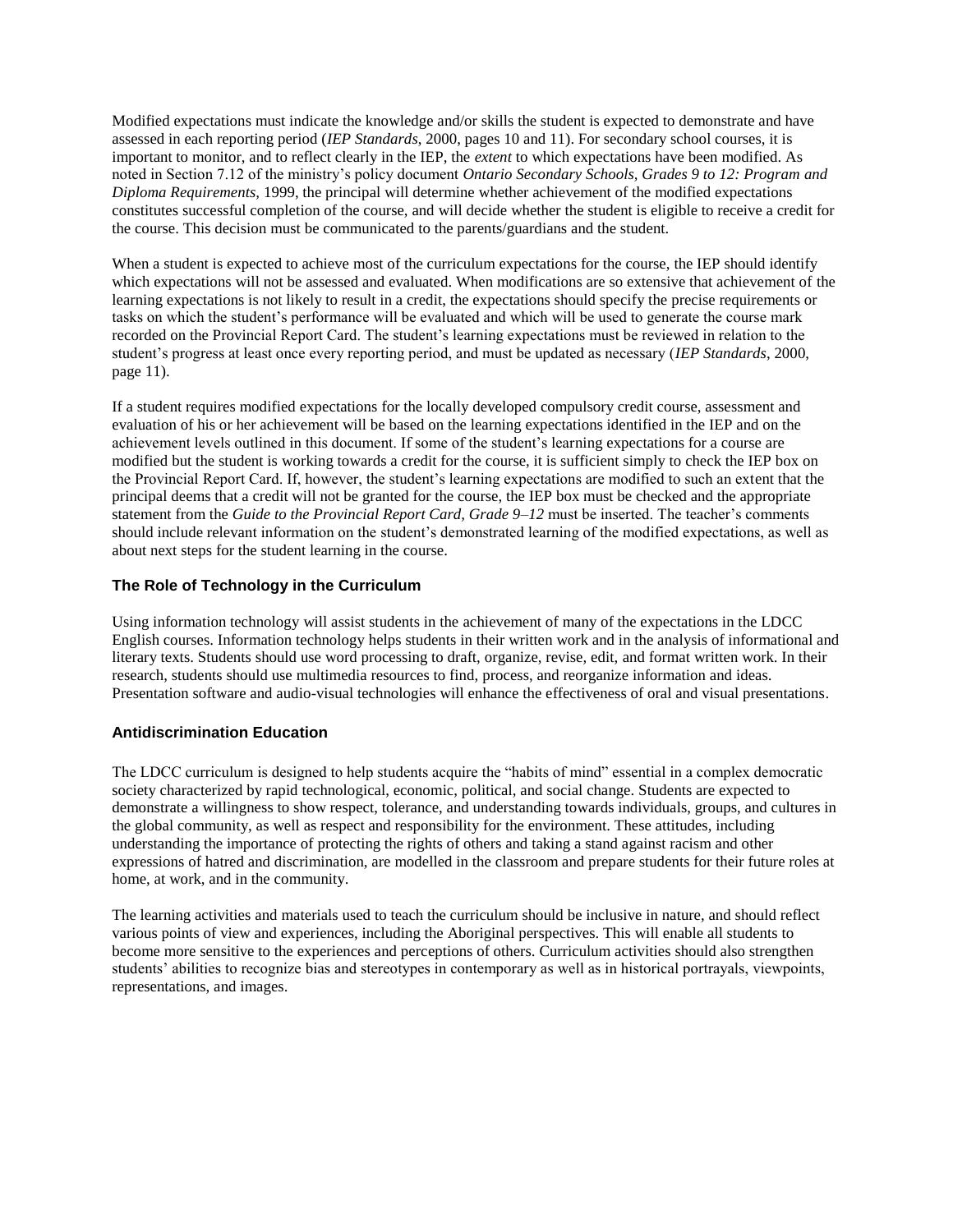Modified expectations must indicate the knowledge and/or skills the student is expected to demonstrate and have assessed in each reporting period (*IEP Standards*, 2000, pages 10 and 11). For secondary school courses, it is important to monitor, and to reflect clearly in the IEP, the *extent* to which expectations have been modified. As noted in Section 7.12 of the ministry's policy document *Ontario Secondary Schools, Grades 9 to 12: Program and Diploma Requirements*, 1999, the principal will determine whether achievement of the modified expectations constitutes successful completion of the course, and will decide whether the student is eligible to receive a credit for the course. This decision must be communicated to the parents/guardians and the student.

When a student is expected to achieve most of the curriculum expectations for the course, the IEP should identify which expectations will not be assessed and evaluated. When modifications are so extensive that achievement of the learning expectations is not likely to result in a credit, the expectations should specify the precise requirements or tasks on which the student's performance will be evaluated and which will be used to generate the course mark recorded on the Provincial Report Card. The student's learning expectations must be reviewed in relation to the student's progress at least once every reporting period, and must be updated as necessary (*IEP Standards*, 2000, page 11).

If a student requires modified expectations for the locally developed compulsory credit course, assessment and evaluation of his or her achievement will be based on the learning expectations identified in the IEP and on the achievement levels outlined in this document. If some of the student's learning expectations for a course are modified but the student is working towards a credit for the course, it is sufficient simply to check the IEP box on the Provincial Report Card. If, however, the student's learning expectations are modified to such an extent that the principal deems that a credit will not be granted for the course, the IEP box must be checked and the appropriate statement from the *Guide to the Provincial Report Card, Grade 9–12* must be inserted. The teacher's comments should include relevant information on the student's demonstrated learning of the modified expectations, as well as about next steps for the student learning in the course.

### The Role of Technology in the Curriculum

Using information technology will assist students in the achievement of many of the expectations in the LDCC English courses. Information technology helps students in their written work and in the analysis of informational and literary texts. Students should use word processing to draft, organize, revise, edit, and format written work. In their research, students should use multimedia resources to find, process, and reorganize information and ideas. Presentation software and audio-visual technologies will enhance the effectiveness of oral and visual presentations.

### Antidiscrimination Education

The LDCC curriculum is designed to help students acquire the "habits of mind" essential in a complex democratic society characterized by rapid technological, economic, political, and social change. Students are expected to demonstrate a willingness to show respect, tolerance, and understanding towards individuals, groups, and cultures in the global community, as well as respect and responsibility for the environment. These attitudes, including understanding the importance of protecting the rights of others and taking a stand against racism and other expressions of hatred and discrimination, are modelled in the classroom and prepare students for their future roles at home, at work, and in the community.

The learning activities and materials used to teach the curriculum should be inclusive in nature, and should reflect various points of view and experiences, including the Aboriginal perspectives. This will enable all students to become more sensitive to the experiences and perceptions of others. Curriculum activities should also strengthen students' abilities to recognize bias and stereotypes in contemporary as well as in historical portrayals, viewpoints, representations, and images.